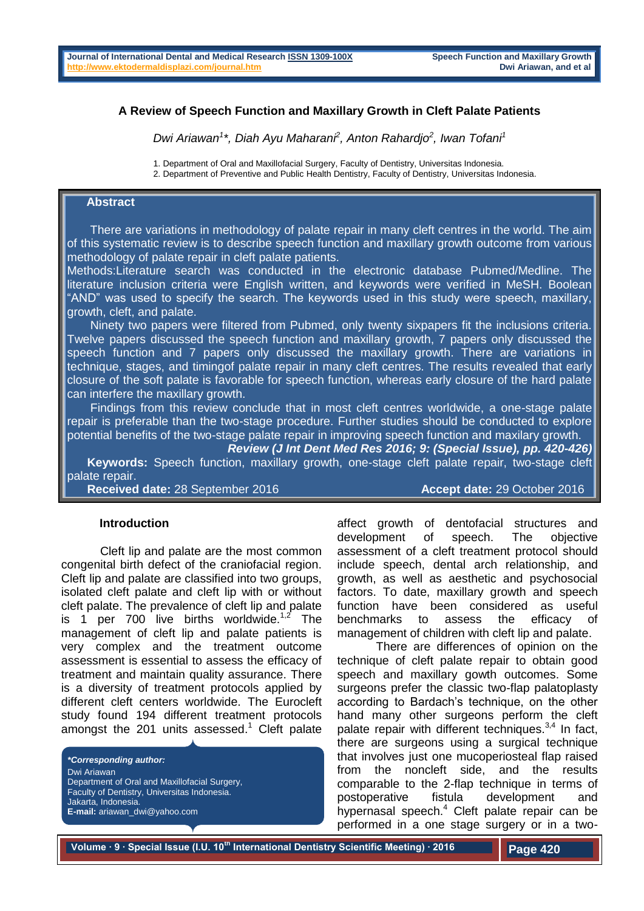# A Review of Speech Function and Maxillary Growth in Cleft Palate Patients

*Dwi Ariawan[1]\*, Diah Ayu Maharani[2], Anton Rahardjo[2], Iwan Tofani[1]*

1. Department of Oral and Maxillofacial Surgery, Faculty of Dentistry, Universitas Indonesia.
2. Department of Preventive and Public Health Dentistry, Faculty of Dentistry, Universitas Indonesia.

## Abstract

There are variations in methodology of palate repair in many cleft centres in the world. The aim of this systematic review is to describe speech function and maxillary growth outcome from various methodology of palate repair in cleft palate patients.

Methods:Literature search was conducted in the electronic database Pubmed/Medline. The literature inclusion criteria were English written, and keywords were verified in MeSH. Boolean "AND" was used to specify the search. The keywords used in this study were speech, maxillary, growth, cleft, and palate.

Ninety two papers were filtered from Pubmed, only twenty sixpapers fit the inclusions criteria. Twelve papers discussed the speech function and maxillary growth, 7 papers only discussed the speech function and 7 papers only discussed the maxillary growth. There are variations in technique, stages, and timingof palate repair in many cleft centres. The results revealed that early closure of the soft palate is favorable for speech function, whereas early closure of the hard palate can interfere the maxillary growth.

Findings from this review conclude that in most cleft centres worldwide, a one-stage palate repair is preferable than the two-stage procedure. Further studies should be conducted to explore potential benefits of the two-stage palate repair in improving speech function and maxilary growth.

***Review (J Int Dent Med Res 2016; 9: (Special Issue), pp. 420-426)***

**Keywords:** Speech function, maxillary growth, one-stage cleft palate repair, two-stage cleft palate repair.

**Received date:** 28 September 2016 **Accept date:** 29 October 2016

## Introduction

Cleft lip and palate are the most common congenital birth defect of the craniofacial region. Cleft lip and palate are classified into two groups, isolated cleft palate and cleft lip with or without cleft palate. The prevalence of cleft lip and palate is 1 per 700 live births worldwide.[1,2] The management of cleft lip and palate patients is very complex and the treatment outcome assessment is essential to assess the efficacy of treatment and maintain quality assurance. There is a diversity of treatment protocols applied by different cleft centers worldwide. The Eurocleft study found 194 different treatment protocols amongst the 201 units assessed.[1] Cleft palate affect growth of dentofacial structures and development of speech. The objective assessment of a cleft treatment protocol should include speech, dental arch relationship, and growth, as well as aesthetic and psychosocial factors. To date, maxillary growth and speech function have been considered as useful benchmarks to assess the efficacy of management of children with cleft lip and palate.

There are differences of opinion on the technique of cleft palate repair to obtain good speech and maxillary gowth outcomes. Some surgeons prefer the classic two-flap palatoplasty according to Bardach's technique, on the other hand many other surgeons perform the cleft palate repair with different techniques.[3,4] In fact, there are surgeons using a surgical technique that involves just one mucoperiosteal flap raised from the noncleft side, and the results comparable to the 2-flap technique in terms of postoperative fistula development and hypernasal speech.[4] Cleft palate repair can be performed in a one stage surgery or in a two-

***Corresponding author:***
Dwi Ariawan
Department of Oral and Maxillofacial Surgery, Faculty of Dentistry, Universitas Indonesia.
Jakarta, Indonesia.
**E-mail:** ariawan_dwi@yahoo.com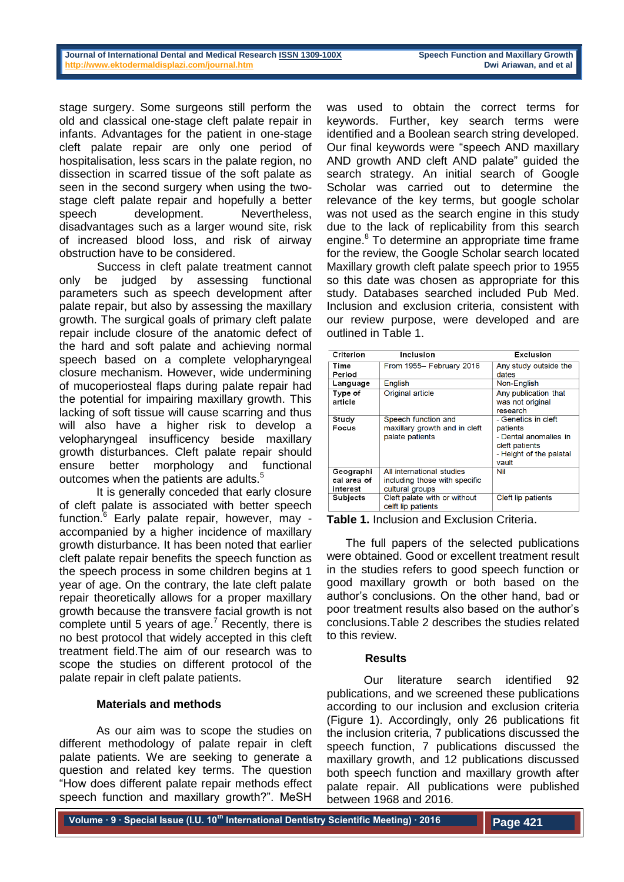stage surgery. Some surgeons still perform the old and classical one-stage cleft palate repair in infants. Advantages for the patient in one-stage cleft palate repair are only one period of hospitalisation, less scars in the palate region, no dissection in scarred tissue of the soft palate as seen in the second surgery when using the two-stage cleft palate repair and hopefully a better speech development. Nevertheless, disadvantages such as a larger wound site, risk of increased blood loss, and risk of airway obstruction have to be considered.

Success in cleft palate treatment cannot only be judged by assessing functional parameters such as speech development after palate repair, but also by assessing the maxillary growth. The surgical goals of primary cleft palate repair include closure of the anatomic defect of the hard and soft palate and achieving normal speech based on a complete velopharyngeal closure mechanism. However, wide undermining of mucoperiosteal flaps during palate repair had the potential for impairing maxillary growth. This lacking of soft tissue will cause scarring and thus will also have a higher risk to develop a velopharyngeal insufficency beside maxillary growth disturbances. Cleft palate repair should ensure better morphology and functional outcomes when the patients are adults.[5]

It is generally conceded that early closure of cleft palate is associated with better speech function.[6] Early palate repair, however, may -accompanied by a higher incidence of maxillary growth disturbance. It has been noted that earlier cleft palate repair benefits the speech function as the speech process in some children begins at 1 year of age. On the contrary, the late cleft palate repair theoretically allows for a proper maxillary growth because the transvere facial growth is not complete until 5 years of age.[7] Recently, there is no best protocol that widely accepted in this cleft treatment field.The aim of our research was to scope the studies on different protocol of the palate repair in cleft palate patients.

## Materials and methods

As our aim was to scope the studies on different methodology of palate repair in cleft palate patients. We are seeking to generate a question and related key terms. The question "How does different palate repair methods effect speech function and maxillary growth?". MeSH was used to obtain the correct terms for keywords. Further, key search terms were identified and a Boolean search string developed. Our final keywords were "speech AND maxillary AND growth AND cleft AND palate" guided the search strategy. An initial search of Google Scholar was carried out to determine the relevance of the key terms, but google scholar was not used as the search engine in this study due to the lack of replicability from this search engine.[8] To determine an appropriate time frame for the review, the Google Scholar search located Maxillary growth cleft palate speech prior to 1955 so this date was chosen as appropriate for this study. Databases searched included Pub Med. Inclusion and exclusion criteria, consistent with our review purpose, were developed and are outlined in Table 1.

| Criterion | Inclusion | Exclusion |
|---|---|---|
| Time Period | From 1955– February 2016 | Any study outside the dates |
| Language | English | Non-English |
| Type of article | Original article | Any publication that was not original research |
| Study Focus | Speech function and maxillary growth and in cleft palate patients | - Genetics in cleft patients<br>- Dental anomalies in cleft patients<br>- Height of the palatal vault |
| Geographical area of interest | All international studies including those with specific cultural groups | Nil |
| Subjects | Cleft palate with or without celft lip patients | Cleft lip patients |

**Table 1.** Inclusion and Exclusion Criteria.

The full papers of the selected publications were obtained. Good or excellent treatment result in the studies refers to good speech function or good maxillary growth or both based on the author's conclusions. On the other hand, bad or poor treatment results also based on the author's conclusions.Table 2 describes the studies related to this review.

## Results

Our literature search identified 92 publications, and we screened these publications according to our inclusion and exclusion criteria (Figure 1). Accordingly, only 26 publications fit the inclusion criteria, 7 publications discussed the speech function, 7 publications discussed the maxillary growth, and 12 publications discussed both speech function and maxillary growth after palate repair. All publications were published between 1968 and 2016.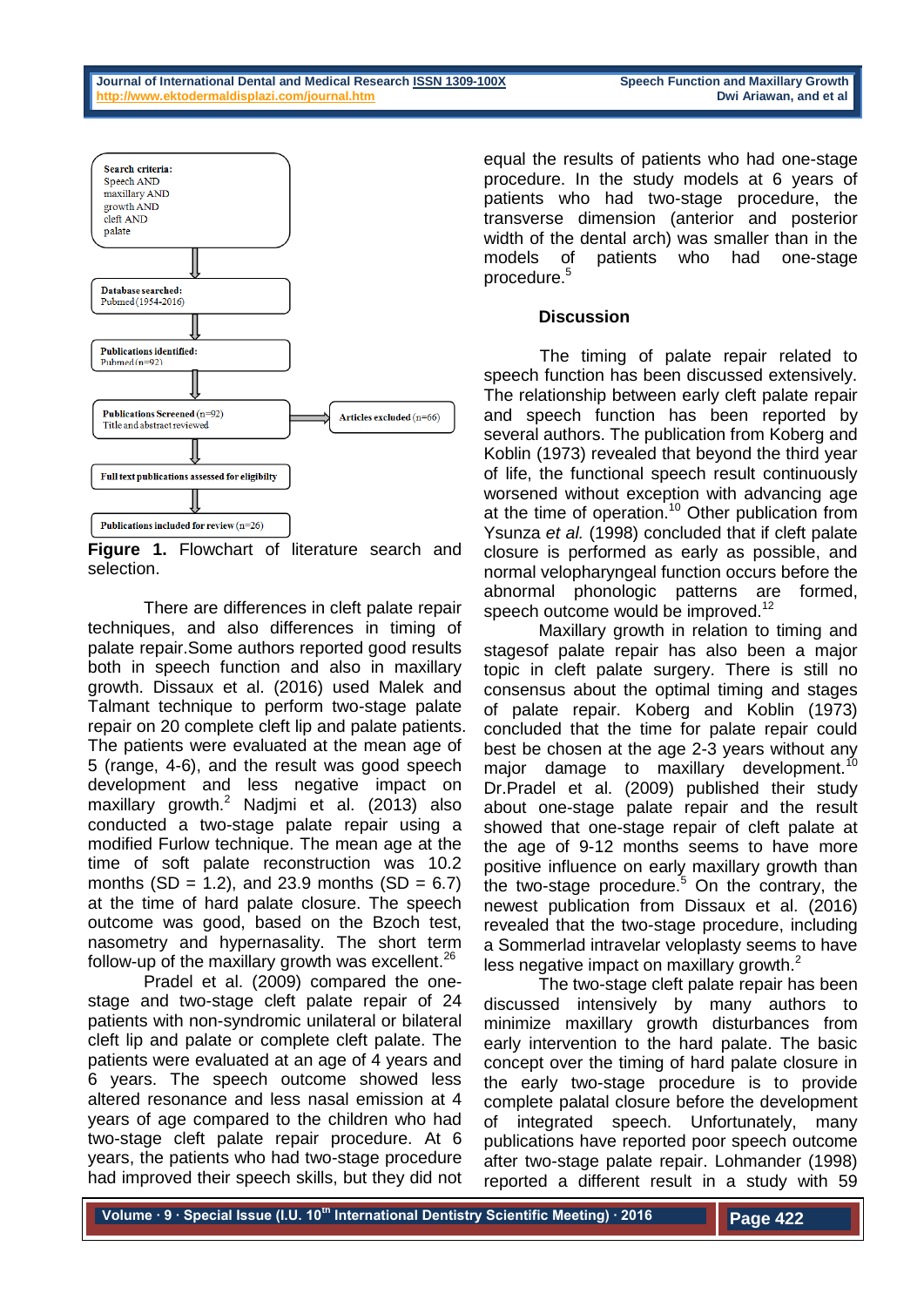Search criteria:
Speech AND
maxillary AND
growth AND
cleft AND
palate

Database searched:
Pubmed (1954-2016)

Publications identified:
Pubmed (n=92)

Publications Screened (n=92)
Title and abstract reviewed

Articles excluded (n=66)

Full text publications assessed for eligibility

Publications included for review (n=26)

**Figure 1.** Flowchart of literature search and selection.

There are differences in cleft palate repair techniques, and also differences in timing of palate repair.Some authors reported good results both in speech function and also in maxillary growth. Dissaux et al. (2016) used Malek and Talmant technique to perform two-stage palate repair on 20 complete cleft lip and palate patients. The patients were evaluated at the mean age of 5 (range, 4-6), and the result was good speech development and less negative impact on maxillary growth.[2] Nadjmi et al. (2013) also conducted a two-stage palate repair using a modified Furlow technique. The mean age at the time of soft palate reconstruction was 10.2 months (SD = 1.2), and 23.9 months (SD = 6.7) at the time of hard palate closure. The speech outcome was good, based on the Bzoch test, nasometry and hypernasality. The short term follow-up of the maxillary growth was excellent.[26]

Pradel et al. (2009) compared the one-stage and two-stage cleft palate repair of 24 patients with non-syndromic unilateral or bilateral cleft lip and palate or complete cleft palate. The patients were evaluated at an age of 4 years and 6 years. The speech outcome showed less altered resonance and less nasal emission at 4 years of age compared to the children who had two-stage cleft palate repair procedure. At 6 years, the patients who had two-stage procedure had improved their speech skills, but they did not equal the results of patients who had one-stage procedure. In the study models at 6 years of patients who had two-stage procedure, the transverse dimension (anterior and posterior width of the dental arch) was smaller than in the models of patients who had one-stage procedure.[5]

## Discussion

The timing of palate repair related to speech function has been discussed extensively. The relationship between early cleft palate repair and speech function has been reported by several authors. The publication from Koberg and Koblin (1973) revealed that beyond the third year of life, the functional speech result continuously worsened without exception with advancing age at the time of operation.[10] Other publication from Ysunza *et al.* (1998) concluded that if cleft palate closure is performed as early as possible, and normal velopharyngeal function occurs before the abnormal phonologic patterns are formed, speech outcome would be improved.[12]

Maxillary growth in relation to timing and stagesof palate repair has also been a major topic in cleft palate surgery. There is still no consensus about the optimal timing and stages of palate repair. Koberg and Koblin (1973) concluded that the time for palate repair could best be chosen at the age 2-3 years without any major damage to maxillary development.[10] Dr.Pradel et al. (2009) published their study about one-stage palate repair and the result showed that one-stage repair of cleft palate at the age of 9-12 months seems to have more positive influence on early maxillary growth than the two-stage procedure.[5] On the contrary, the newest publication from Dissaux et al. (2016) revealed that the two-stage procedure, including a Sommerlad intravelar veloplasty seems to have less negative impact on maxillary growth.[2]

The two-stage cleft palate repair has been discussed intensively by many authors to minimize maxillary growth disturbances from early intervention to the hard palate. The basic concept over the timing of hard palate closure in the early two-stage procedure is to provide complete palatal closure before the development of integrated speech. Unfortunately, many publications have reported poor speech outcome after two-stage palate repair. Lohmander (1998) reported a different result in a study with 59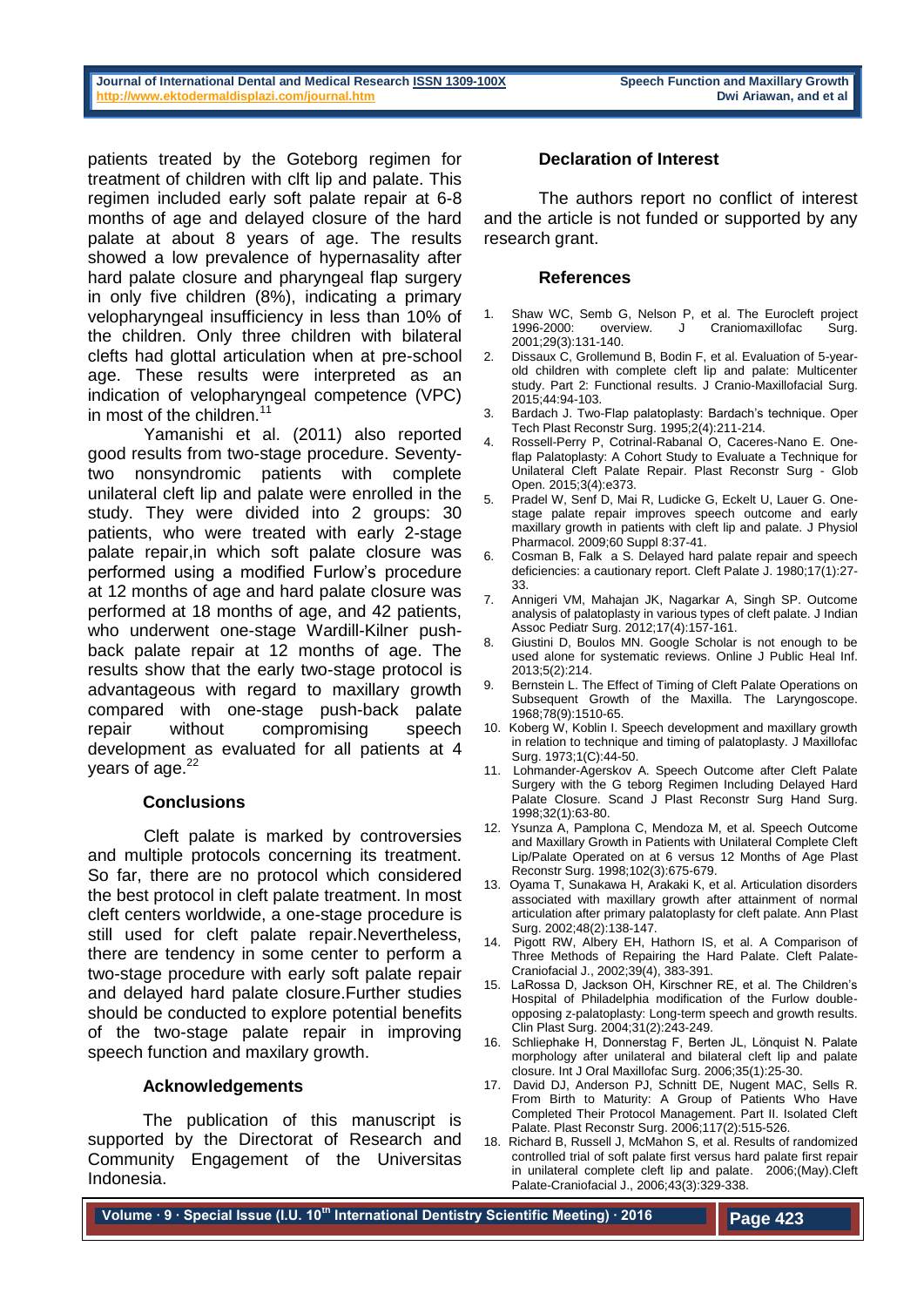patients treated by the Goteborg regimen for treatment of children with clft lip and palate. This regimen included early soft palate repair at 6-8 months of age and delayed closure of the hard palate at about 8 years of age. The results showed a low prevalence of hypernasality after hard palate closure and pharyngeal flap surgery in only five children (8%), indicating a primary velopharyngeal insufficiency in less than 10% of the children. Only three children with bilateral clefts had glottal articulation when at pre-school age. These results were interpreted as an indication of velopharyngeal competence (VPC) in most of the children.[11]

Yamanishi et al. (2011) also reported good results from two-stage procedure. Seventy-two nonsyndromic patients with complete unilateral cleft lip and palate were enrolled in the study. They were divided into 2 groups: 30 patients, who were treated with early 2-stage palate repair,in which soft palate closure was performed using a modified Furlow's procedure at 12 months of age and hard palate closure was performed at 18 months of age, and 42 patients, who underwent one-stage Wardill-Kilner push-back palate repair at 12 months of age. The results show that the early two-stage protocol is advantageous with regard to maxillary growth compared with one-stage push-back palate repair without compromising speech development as evaluated for all patients at 4 years of age.[22]

## Conclusions

Cleft palate is marked by controversies and multiple protocols concerning its treatment. So far, there are no protocol which considered the best protocol in cleft palate treatment. In most cleft centers worldwide, a one-stage procedure is still used for cleft palate repair.Nevertheless, there are tendency in some center to perform a two-stage procedure with early soft palate repair and delayed hard palate closure.Further studies should be conducted to explore potential benefits of the two-stage palate repair in improving speech function and maxilary growth.

## Acknowledgements

The publication of this manuscript is supported by the Directorat of Research and Community Engagement of the Universitas Indonesia.

## Declaration of Interest

The authors report no conflict of interest and the article is not funded or supported by any research grant.

## References

1. Shaw WC, Semb G, Nelson P, et al. The Eurocleft project 1996-2000: overview. J Craniomaxillofac Surg. 2001;29(3):131-140.
2. Dissaux C, Grollemund B, Bodin F, et al. Evaluation of 5-year-old children with complete cleft lip and palate: Multicenter study. Part 2: Functional results. J Cranio-Maxillofacial Surg. 2015;44:94-103.
3. Bardach J. Two-Flap palatoplasty: Bardach's technique. Oper Tech Plast Reconstr Surg. 1995;2(4):211-214.
4. Rossell-Perry P, Cotrinal-Rabanal O, Caceres-Nano E. One-flap Palatoplasty: A Cohort Study to Evaluate a Technique for Unilateral Cleft Palate Repair. Plast Reconstr Surg - Glob Open. 2015;3(4):e373.
5. Pradel W, Senf D, Mai R, Ludicke G, Eckelt U, Lauer G. One-stage palate repair improves speech outcome and early maxillary growth in patients with cleft lip and palate. J Physiol Pharmacol. 2009;60 Suppl 8:37-41.
6. Cosman B, Falk a S. Delayed hard palate repair and speech deficiencies: a cautionary report. Cleft Palate J. 1980;17(1):27-33.
7. Annigeri VM, Mahajan JK, Nagarkar A, Singh SP. Outcome analysis of palatoplasty in various types of cleft palate. J Indian Assoc Pediatr Surg. 2012;17(4):157-161.
8. Giustini D, Boulos MN. Google Scholar is not enough to be used alone for systematic reviews. Online J Public Heal Inf. 2013;5(2):214.
9. Bernstein L. The Effect of Timing of Cleft Palate Operations on Subsequent Growth of the Maxilla. The Laryngoscope. 1968;78(9):1510-65.
10. Koberg W, Koblin I. Speech development and maxillary growth in relation to technique and timing of palatoplasty. J Maxillofac Surg. 1973;1(C):44-50.
11. Lohmander-Agerskov A. Speech Outcome after Cleft Palate Surgery with the G teborg Regimen Including Delayed Hard Palate Closure. Scand J Plast Reconstr Surg Hand Surg. 1998;32(1):63-80.
12. Ysunza A, Pamplona C, Mendoza M, et al. Speech Outcome and Maxillary Growth in Patients with Unilateral Complete Cleft Lip/Palate Operated on at 6 versus 12 Months of Age Plast Reconstr Surg. 1998;102(3):675-679.
13. Oyama T, Sunakawa H, Arakaki K, et al. Articulation disorders associated with maxillary growth after attainment of normal articulation after primary palatoplasty for cleft palate. Ann Plast Surg. 2002;48(2):138-147.
14. Pigott RW, Albery EH, Hathorn IS, et al. A Comparison of Three Methods of Repairing the Hard Palate. Cleft Palate-Craniofacial J., 2002;39(4), 383-391.
15. LaRossa D, Jackson OH, Kirschner RE, et al. The Children's Hospital of Philadelphia modification of the Furlow double-opposing z-palatoplasty: Long-term speech and growth results. Clin Plast Surg. 2004;31(2):243-249.
16. Schliephake H, Donnerstag F, Berten JL, Lönquist N. Palate morphology after unilateral and bilateral cleft lip and palate closure. Int J Oral Maxillofac Surg. 2006;35(1):25-30.
17. David DJ, Anderson PJ, Schnitt DE, Nugent MAC, Sells R. From Birth to Maturity: A Group of Patients Who Have Completed Their Protocol Management. Part II. Isolated Cleft Palate. Plast Reconstr Surg. 2006;117(2):515-526.
18. Richard B, Russell J, McMahon S, et al. Results of randomized controlled trial of soft palate first versus hard palate first repair in unilateral complete cleft lip and palate. 2006;(May).Cleft Palate-Craniofacial J., 2006;43(3):329-338.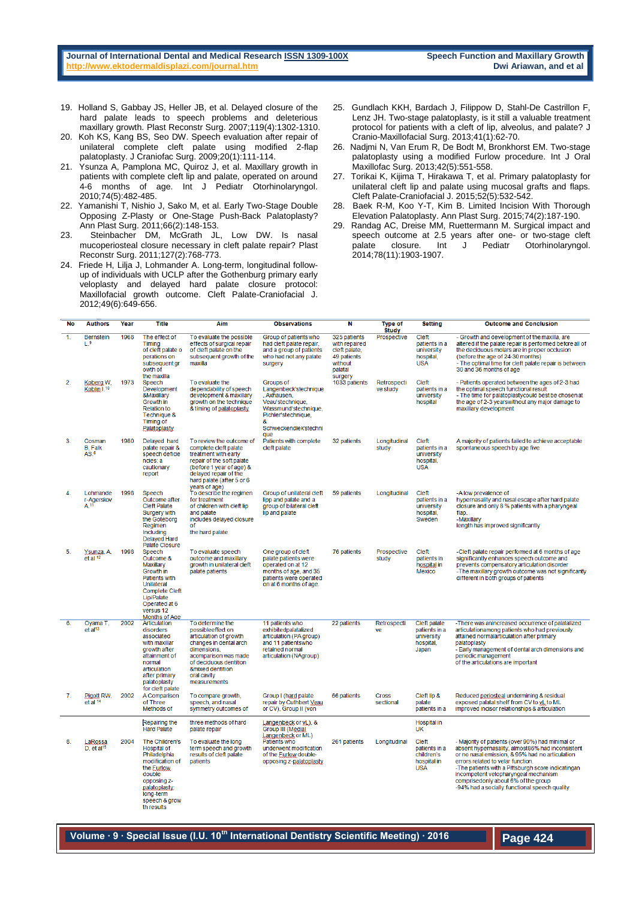19. Holland S, Gabbay JS, Heller JB, et al. Delayed closure of the hard palate leads to speech problems and deleterious maxillary growth. Plast Reconstr Surg. 2007;119(4):1302-1310.
20. Koh KS, Kang BS, Seo DW. Speech evaluation after repair of unilateral complete cleft palate using modified 2-flap palatoplasty. J Craniofac Surg. 2009;20(1):111-114.
21. Ysunza A, Pamplona MC, Quiroz J, et al. Maxillary growth in patients with complete cleft lip and palate, operated on around 4-6 months of age. Int J Pediatr Otorhinolaryngol. 2010;74(5):482-485.
22. Yamanishi T, Nishio J, Sako M, et al. Early Two-Stage Double Opposing Z-Plasty or One-Stage Push-Back Palatoplasty? Ann Plast Surg. 2011;66(2):148-153.
23. Steinbacher DM, McGrath JL, Low DW. Is nasal mucoperiosteal closure necessary in cleft palate repair? Plast Reconstr Surg. 2011;127(2):768-773.
24. Friede H, Lilja J, Lohmander A. Long-term, longitudinal follow-up of of individuals with UCLP after the Gothenburg primary early veloplasty and delayed hard palate closure protocol: Maxillofacial growth outcome. Cleft Palate-Craniofacial J. 2012;49(6):649-656.
25. Gundlach KKH, Bardach J, Filippow D, Stahl-De Castrillon F, Lenz JH. Two-stage palatoplasty, is it still a valuable treatment protocol for patients with a cleft of lip, alveolus, and palate? J Cranio-Maxillofacial Surg. 2013;41(1):62-70.
26. Nadjmi N, Van Erum R, De Bodt M, Bronkhorst EM. Two-stage palatoplasty using a modified Furlow procedure. Int J Oral Maxillofac Surg. 2013;42(5):551-558.
27. Torikai K, Kijima T, Hirakawa T, et al. Primary palatoplasty for unilateral cleft lip and palate using mucosal grafts and flaps. Cleft Palate-Craniofacial J. 2015;52(5):532-542.
28. Baek R-M, Koo Y-T, Kim B. Limited Incision With Thorough Elevation Palatoplasty. Ann Plast Surg. 2015;74(2):187-190.
29. Randag AC, Dreise MM, Ruettermann M. Surgical impact and speech outcome at 2.5 years after one- or two-stage cleft palate closure. Int J Pediatr Otorhinolaryngol. 2014;78(11):1903-1907.

| No | Authors | Year | Title | Aim | Observations | N | Type of Study | Setting | Outcome and Conclusion |
|---|---|---|---|---|---|---|---|---|---|
| 1. | Bernstein L.[9] | 1968 | The effect of Timing of cleft palate operations on subsequent growth of the maxilla | To evaluate the possible effects of surgical repair of cleft palate on the subsequent growth of the maxilla | Group of patients who had cleft palate repair, and a group of patients who had not any palate surgery | 325 patients with repaired cleft palate, 49 patients without palatal surgery | Prospective | Cleft patients in a university hospital, USA | - Growth and development of the maxilla, are altered if the palate repair is performed before all of the deciduous molars are in proper occlusion (before the age of 24-30 months)<br>- The optimal time for cleft palate repair is between 30 and 36 months of age |
| 2. | Koberg W, Koblin I.[10] | 1973 | Speech Development &Maxillary Growth in Relation to Technique & Timing of Palatoplasty | To evaluate the dependability of speech development & maxillary growth on the technique & timing of palatoplasty | Groups of Langenbeck'stechnique, Axhausen, Veau'stechnique, Wassmund'stechnique, Pichler'stechnique, & Schweckendiek'stechnique | 1033 patients | Retrospective study | Cleft patients in a university hospital | - Patients operated between the ages of 2-3 had the optimal speech functional result<br>- The time for palatoplastycould best be chosen at the age of 2-3 yearswithout any major damage to maxillary development |
| 3. | Cosman B, Falk AS.[6] | 1980 | Delayed hard palate repair & speech deficiencies: a cautionary report | To review the outcome of complete cleft palate treatment with early repair of the soft palate (before 1 year of age) & delayed repair of the hard palate (after 5 or 6 years of age) | Patients with complete cleft palate | 32 patients | Longitudinal study | Cleft patients in a university hospital, USA | A majority of patients failed to achieve acceptable spontaneous speech by age five |
| 4. | Lohmander-Agerskov A.[11] | 1998 | Speech Outcome after Cleft Palate Surgery with the Goteborg Regimen Including Delayed Hard Palate Closure | To describe the regimen for treatment of children with cleft lip and palate includes delayed closure of the hard palate | Group of unilateral cleft lipp and palate and a group of bilateral cleft lip and palate | 59 patients | Longitudinal | Cleft patients in a university hospital, Sweden | -A low prevalence of hypernasality and nasal escape after hard palate closure and only 8 % patients with a pharyngeal flap.<br>-Maxillary length has improved significantly |
| 5. | Ysunza A, et al.[12] | 1998 | Speech Outcome & Maxillary Growth in Patients with Unilateral Complete Cleft Lip/Palate Operated at 6 versus 12 Months of Age | To evaluate speech outcome and maxillary growth in unilateral cleft palate patients | One group of cleft palate patients were operated on at 12 months of age, and 35 patients were operated on at 6 months of age | 76 patients | Prospective study | Cleft patients in hospital in Mexico | -Cleft palate repair performed at 6 months of age significantly enhances speech outcome and prevents compensatory articulation disorder<br>-The maxillary growth outcome was not significantly different in both groups of patients |
| 6. | Oyama T, et al[13] | 2002 | Articulation disorders associated with maxillar growth after attainment of normal articulation after primary palatoplasty for cleft palate | To determine the possibleeffect on articulation of growth changes in dental arch dimensions, acomparison was made of deciduous dentition &mixed dentition oral cavity measurements | 11 patients who exhibitedpalatalized articulation (PA group) and 11 patientswho retained normal articulation (NAgroup) | 22 patients | Retrospective | Cleft palate patients in a university hospital, Japan | -There was anincreased occurrence of palatalized articulationamong patients who had previously attained normalarticulation after primary palatoplasty<br>- Early management of dental arch dimensions and periodic management of the articulations are important |
| 7. | Pigott RW, et al[14] | 2002 | A Comparison of Three Methods of Repairing the Hard Palate | To compare growth, speech, and nasal symmetry outcomes of three methods of hard palate repair | Group I (hard palate repair by Cuthbert Veau or CV), Group II (von Langenbeck or vL), & Group III (Medial Langenbeck or ML) | 66 patients | Cross sectional | Cleft lip & palate patients in a Hospital in UK | Reduced periosteal undermining & residual exposed palatal shelf from CV to vL to ML improved incisor relationships & articulation |
| 8. | LaRossa D, et al[15] | 2004 | The Children's Hospital of Philadelphia modification of the Furlow double opposing z-palatoplasty: long-term speech & growth results | To evaluate the long term speech and growth results of cleft palate patients | Patients who underwent modification of the Furlow double-opposing z-palatoplasty | 261 patients | Longitudinal | Cleft patients in a children's hospital in USA | - Majority of patients (over 90%) had minimal or absent hypernasality, almost86% had inconsistent or no nasal emission, & 95% had no articulation errors related to velar function.<br>-The patients with a Pittsburgh score indicatingan incompetent velopharyngeal mechanism comprisedonly about 6% of the group<br>-94% had a socially functional speech quality |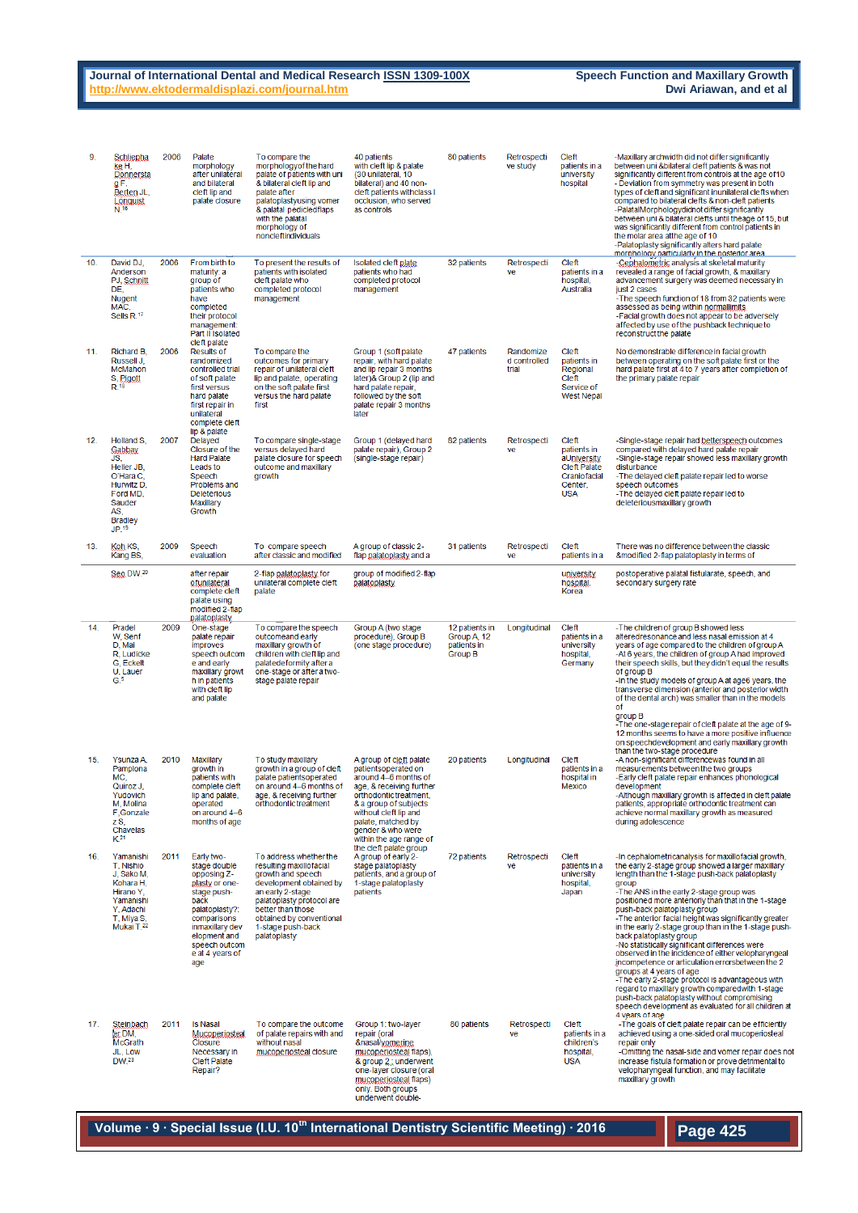| | | | | | | | | |
|---|---|---|---|---|---|---|---|---|
| 9. | Schliephake H, Donnerstag F, Berten JL, Lonquist N [16] | 2006 | Palate morphology after unilateral and bilateral cleft lip and palate closure | To compare the morphology of the hard palate of patients with uni & bilateral cleft lip and palate after palatoplasty using vomer & palatal pedicled flaps with the palatal morphology of noncleft individuals | 40 patients with cleft lip & palate (30 unilateral, 10 bilateral) and 40 non-cleft patients with class I occlusion, who served as controls | 80 patients | Retrospective study | Cleft patients in a university hospital | -Maxillary archwidth did not differ significantly between uni &bilateral cleft patients & was not significantly different from controls at the age of 10 - Deviation from symmetry was present in both types of cleft and significant in unilateral clefts when compared to bilateral clefts & non-cleft patients -Palatal Morphology did not differ significantly between uni & bilateral clefts until the age of 15, but was significantly different from control patients in the molar area at the age of 10 -Palatoplasty significantly alters hard palate morphology particularly in the posterior area |
| 10. | David DJ, Anderson PJ, Schnitt DE, Nugent MAC, Sells R. [17] | 2006 | From birth to maturity: a group of patients who have completed their protocol management. Part II Isolated cleft palate | To present the results of patients with isolated cleft palate who completed protocol management | Isolated cleft palate patients who had completed protocol management | 32 patients | Retrospective | Cleft patients in a hospital, Australia | -Cephalometric analysis at skeletal maturity revealed a range of facial growth, & maxillary advancement surgery was deemed necessary in just 2 cases -The speech function of 18 from 32 patients were assessed as being within normal limits -Facial growth does not appear to be adversely affected by use of the pushback technique to reconstruct the palate |
| 11. | Richard B, Russell J, McMahon S, Pigott R. [18] | 2006 | Results of randomized controlled trial of soft palate first versus hard palate first repair in unilateral complete cleft lip & palate | To compare the outcomes for primary repair of unilateral cleft lip and palate, operating on the soft palate first versus the hard palate first | Group 1 (soft palate repair, with hard palate and lip repair 3 months later)& Group 2 (lip and hard palate repair, followed by the soft palate repair 3 months later | 47 patients | Randomized controlled trial | Cleft patients in Regional Cleft Service of West Nepal | No demonstrable difference in facial growth between operating on the soft palate first or the hard palate first at 4 to 7 years after completion of the primary palate repair |
| 12. | Holland S, Gabbay JS, Heller JB, O'Hara C, Hurwitz D, Ford MD, Sauder AS, Bradley JP. [19] | 2007 | Delayed Closure of the Hard Palate Leads to Speech Problems and Deleterious Maxillary Growth | To compare single-stage versus delayed hard palate closure for speech outcome and maxillary growth | Group 1 (delayed hard palate repair), Group 2 (single-stage repair) | 82 patients | Retrospective | Cleft patients in a University Cleft Palate Craniofacial Center, USA | -Single-stage repair had better speech outcomes compared with delayed hard palate repair -Single-stage repair showed less maxillary growth disturbance -The delayed cleft palate repair led to worse speech outcomes -The delayed cleft palate repair led to deleterious maxillary growth |
| 13. | Koh KS, Kang BS, Seo DW [20] | 2009 | Speech evaluation after repair of unilateral complete cleft palate using modified 2-flap palatoplasty | To compare speech after classic and modified 2-flap palatoplasty for unilateral complete cleft palate | A group of classic 2-flap palatoplasty and a group of modified 2-flap palatoplasty | 31 patients | Retrospective | Cleft patients in a university hospital, Korea | There was no difference between the classic &modified 2-flap palatoplasty in terms of postoperative palatal fistularate, speech, and secondary surgery rate |
| 14. | Pradel W, Senf D, Mai R, Ludicke G, Eckelt U, Lauer G. [5] | 2009 | One-stage palate repair improves speech outcome and early maxillary growth in patients with cleft lip and palate | To compare the speech outcome and early maxillary growth of children with cleft lip and palate deformity after a one-stage or after a two-stage palate repair | Group A (two stage procedure), Group B (one stage procedure) | 12 patients in Group A, 12 patients in Group B | Longitudinal | Cleft patients in a university hospital, Germany | -The children of group B showed less altered resonance and less nasal emission at 4 years of age compared to the children of group A -At 6 years, the children of group A had improved their speech skills, but they didn't equal the results of group B -In the study models of group A at age 6 years, the transverse dimension (anterior and posterior width of the dental arch) was smaller than in the models of group B -The one-stage repair of cleft palate at the age of 9-12 months seems to have a more positive influence on speech development and early maxillary growth than the two-stage procedure |
| 15. | Ysunza A, Pamplona MC, Quiroz J, Yudovich M, Molina F, Gonzalez S, Chaveles K. [21] | 2010 | Maxillary growth in patients with complete cleft lip and palate, operated on around 4–6 months of age | To study maxillary growth in a group of cleft palate patients operated on around 4–6 months of age, & receiving further orthodontic treatment | A group of cleft palate patients operated on around 4–6 months of age, & receiving further orthodontic treatment, & a group of subjects without cleft lip and palate, matched by gender & who were within the age range of the cleft palate group | 20 patients | Longitudinal | Cleft patients in a hospital in Mexico | -A non-significant differences was found in all measurements between the two groups -Early cleft palate repair enhances phonological development -Although maxillary growth is affected in cleft palate patients, appropriate orthodontic treatment can achieve normal maxillary growth as measured during adolescence |
| 16. | Yamanishi T, Nishio J, Sako M, Kohara H, Hirano Y, Yamanishi Y, Adachi T, Miya S, Mukai T. [22] | 2011 | Early two-stage double opposing Z-plasty or one-stage push-back palatoplasty?: comparisons in maxillary development and speech outcome at 4 years of age | To address whether the resulting maxillofacial growth and speech development obtained by an early 2-stage palatoplasty protocol are better than those obtained by conventional 1-stage push-back palatoplasty | A group of early 2-stage palatoplasty patients, and a group of 1-stage palatoplasty patients | 72 patients | Retrospective | Cleft patients in a university hospital, Japan | -In cephalometric analysis for maxillofacial growth, the early 2-stage group showed a larger maxillary length than the 1-stage push-back palatoplasty group -The ANS in the early 2-stage group was positioned more anteriorly than that in the 1-stage push-back palatoplasty group -The anterior facial height was significantly greater in the early 2-stage group than in the 1-stage push-back palatoplasty group -No statistically significant differences were observed in the incidence of either velopharyngeal incompetence or articulation errors between the 2 groups at 4 years of age -The early 2-stage protocol is advantageous with regard to maxillary growth compared with 1-stage push-back palatoplasty without compromising speech development as evaluated for all children at 4 years of age |
| 17. | Steinbacher DM, McGrath JL, Low DW. [23] | 2011 | Is Nasal Mucoperiosteal Closure Necessary in Cleft Palate Repair? | To compare the outcome of palate repairs with and without mucoperiosteal closure | Group 1: two-layer repair (oral &nasal/vomerine mucoperiosteal flaps), & group 2: underwent one-layer closure (oral mucoperiosteal flaps) only. Both groups underwent double- | 80 patients | Retrospective | Cleft patients in a children's hospital, USA | -The goals of cleft palate repair can be efficiently achieved using a one-sided oral mucoperiosteal repair only -Omitting the nasal-side and vomer repair does not increase fistula formation or prove detrimental to velopharyngeal function, and may facilitate maxillary growth |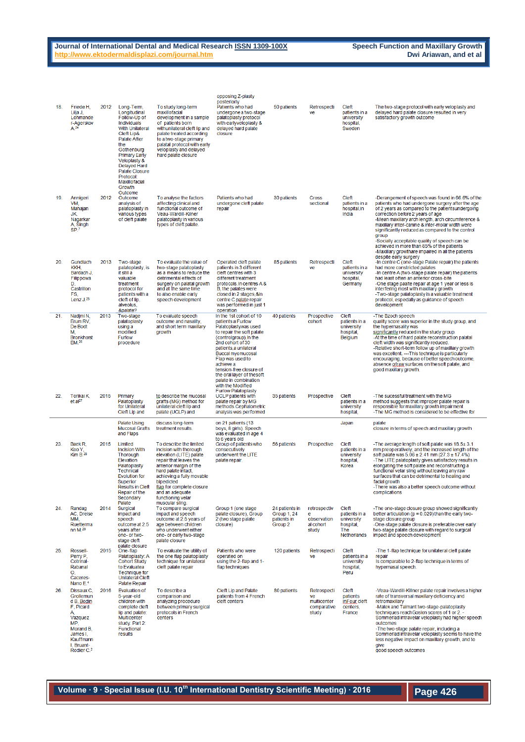| | | | | | | | | | |
|---|---|---|---|---|---|---|---|---|---|
| | | | | | opposing Z-plasty posteriorly | | | | |
| 18. | Friede H, Lilja J, Lohmande r-Agerskov A.[24] | 2012 | Long-Term, Longitudinal Follow-Up of Individuals With Unilateral Cleft Lip& Palate After the Gothenburg Primary Early Veloplasty & Delayed Hard Palate Closure Protocol: Maxillofacial Growth Outcome | To study long-term maxillofacial development in a sample of patients born withunilateral cleft lip and palate treated according to a two-stage primary palatal protocol with early veloplasty and delayed hard palate closure | Patients who had undergone a two-stage palatoplasty protocol with earlyveloplasty & delayed hard palate closure | 50 patients | Retrospective | Cleft patients in a university hospital, Sweden | The two-stage protocol with early veloplasty and delayed hard palate closure resulted in very satisfactory growth outcome |
| 19. | Annigeri VM, Mahajan JK, Nagarkar A, Singh SP.[7] | 2012 | Outcome analysis of palatoplasty in various types of cleft palate | To analyse the factors affecting clinical and functional outcome of Veau-Wardill-Kilner palatoplasty in various types of cleft palate. | Patients who had undergone cleft palate repair | 30 patients | Cross sectional | Cleft patients in a hospital,in India | -Derangement of speech was found in 66.6% of the patients who had undergone surgery after the age of 2 years as compared to the patientsundergoing correction before 2 years of age<br>-Mean maxillary arch length, arch circumference & maxillary inter-canine & inter-molar width were significantly reduced as compared to the control group<br>-Socially acceptable quality of speech can be achieved in more than 65% of the patients<br>-Maxillary growthare impaired in all the patients despite early surgery |
| 20. | Gundlach KKH, Bardach J, Filippowa D, Castrillon FS, Lenz J.[25] | 2013 | Two-stage palatoplasty, is it still a valuable treatment protocol for patients with a cleft of lip, alveolus, &palate? | To evaluate the value of two-stage palatoplasty as a means to reduce the detrimental effects of surgery on palatal growth and at the same time to also enable early speech development | Operated cleft palate patients in 3 different cleft centres with 3 different treatment protocols. In centres A & B, the palates were closed in 2 stages,&in centre C palate repair was performed in just 1 operation | 85 patients | Retrospective | Cleft patients in a university hospital, Germany | -In centre C (one-stage Palate repair) the patients had more constricted palates<br>-In centre A (two-stage palate repair) the patients had least often an anterior cross-bite<br>-One stage palate repair at age 1 year or less is interfering most with maxillary growth<br>-Two-stage palatoplasty is a valuable treatment protocol, especially as guidance of speech development |
| 21. | Nadjmi N, Erum RV, De Bodt M, Bronkhorst EM.[26] | 2013 | Two-stage palatoplasty using a modified Furlow procedure | To evaluate speech outcome and nasality, and short term maxillary growth | In the 1st cohort of 10 patients a Furlow Palatoplastywas used to repair the soft palate (controlgroup) in the 2nd cohort of 30 patients,a unilateral Buccal myomucosal Flap was used to achieve a tension-free closure of the oral layer of thesoft palate in combination with the Modified Furlow Palatoplasty | 40 patients | Prospective cohort | Cleft patients in a university hospital, Belgium | -The Bzoch speech quality score was superior in the study group, and the hypernasality was significantly reduced in the study group.<br>-At the time of hard palate reconstruction palatal cleft width was significantly reduced.<br>-Relative short-term follow up of maxillary growth was excellent. ---This technique is particularly encouraging, because of better speech outcome, absence ofraw surfaces on thesoft palate, and good maxillary growth. |
| 22. | Tonkal K, et al[27] | 2015 | Primary Palatoplasty for Unilateral Cleft Lip and Palate Using Mucosal Grafts and Flaps | to describe the mucosal grafts (MG) method for unilateral cleft lip and palate (UCLP) and discuss long-term treatment results. | UCLP patients with palate repair by MG methods Cephalometric analysis was performed on 21 patients (13 boys, 8 girls). Speech was evaluated in age 4 to 6 years old | 35 patients | Prospective | Cleft patients in a university hospital, Japan | -The sucessful treatment with the MG method suggests that improper palate repair is responsible for maxillary growth impairment<br>-The MG method is considered to be effective for palate closure in terms of speech and maxillary growth |
| 23. | Baek R, Koo Y, Kim B.[28] | 2015 | Limited Incision With Thorough Elevation Palatoplasty Technical Evolution for Superior Results in Cleft Repair of the Secondary Palate | To describe the limited incision with thorough elevation (LITE) palate repair that leaves the anterior margin of the hard palate intact, achieving a fully movable bipedicled flap for complete closure and an adequate functioning velar muscular sling. | Group of patients who consecutively underwent the LITE palate repair | 56 patients | Prospective | Cleft patients in a university hospital, Korea | -The average length of soft palate was 18.5± 3.1 mm preoperatively, and the increased length of the soft palate was 5.06 ± 2.41 mm (27.3 ± 17.4%)<br>-The LITE palatoplasty gives satisfactory results in elongating the soft palate and reconstructing a functional velar sling without leaving any raw surfaces that can be detrimental to healing and facial growth<br>-There was also a better speech outcome without complications |
| 24. | Randag AC, Dreise MM, Ruettermann M.[29] | 2014 | Surgical impact and speech outcome at 2.5 years after one- or two-stage cleft palate closure | To compare surgical impact and speech outcome at 2.5 years of age between children who underwent either one- or early two-stage palate closure | Group 1 (one stage palate closure), Group 2 (two stage palate closure) | 24 patients in Group 1, 24 patients in Group 2 | retrospective observational cohort study | Cleft patients in a university hospital, The Netherlands | -The one-stage closure group showed significantly better articulation (p = 0.029) than the early two-stage closure group<br>-One-stage palate closure is preferable over early two-stage palate closure with regard to surgical impact and speech development |
| 25. | Rossell-Perry P, Cotrinal-Rabanal O, Caceres-Nano E.[4] | 2015 | One-flap Palatoplasty: A Cohort Study to Evaluatea Technique for Unilateral Cleft Palate Repair | To evaluate the utility of the one flap palatoplasty technique for unilateral cleft palate repair | Patients who were operated on using the 2-flap and 1-flap techniques | 120 patients | Retrospective | Cleft patients in a university hospital, Peru | -The 1-flap technique for unilateral cleft palate repair Is comparable to 2-flap technique in terms of hypernasal speech. |
| 26. | Dissaux C, Grollemund B, Bodin F, Picard A, Vazquez MP, Morand B, James I, Kauffmann I, Bruant-Rodier C.[2] | 2016 | Evaluation of 5-year-old children with complete cleft lip and palate: Multicenter study. Part 2: Functional results | To describe a comparison and analyzing procedure between primary surgical protocols in French centers | Cleft Lip and Palate patients from 4 French cleft centers | 80 patients | Retrospective multicenter comparative study | Cleft patients inFour cleft centers, France | -Veau-Wardill-Kilner palate repair involves a higher rate of transversal maxillary deficiency and retromaxillary<br>-Malek and Talmant two-stage-palatoplasty techniques reach Goslon scores of 1 or 2. -Sommerlad intravelar veloplasty had higher speech outcomes<br>-The two-stage palate repair, including a Sommerlad intravelar veloplasty seems to have the less negative impact on maxillary growth, and to give good speech outcomes |